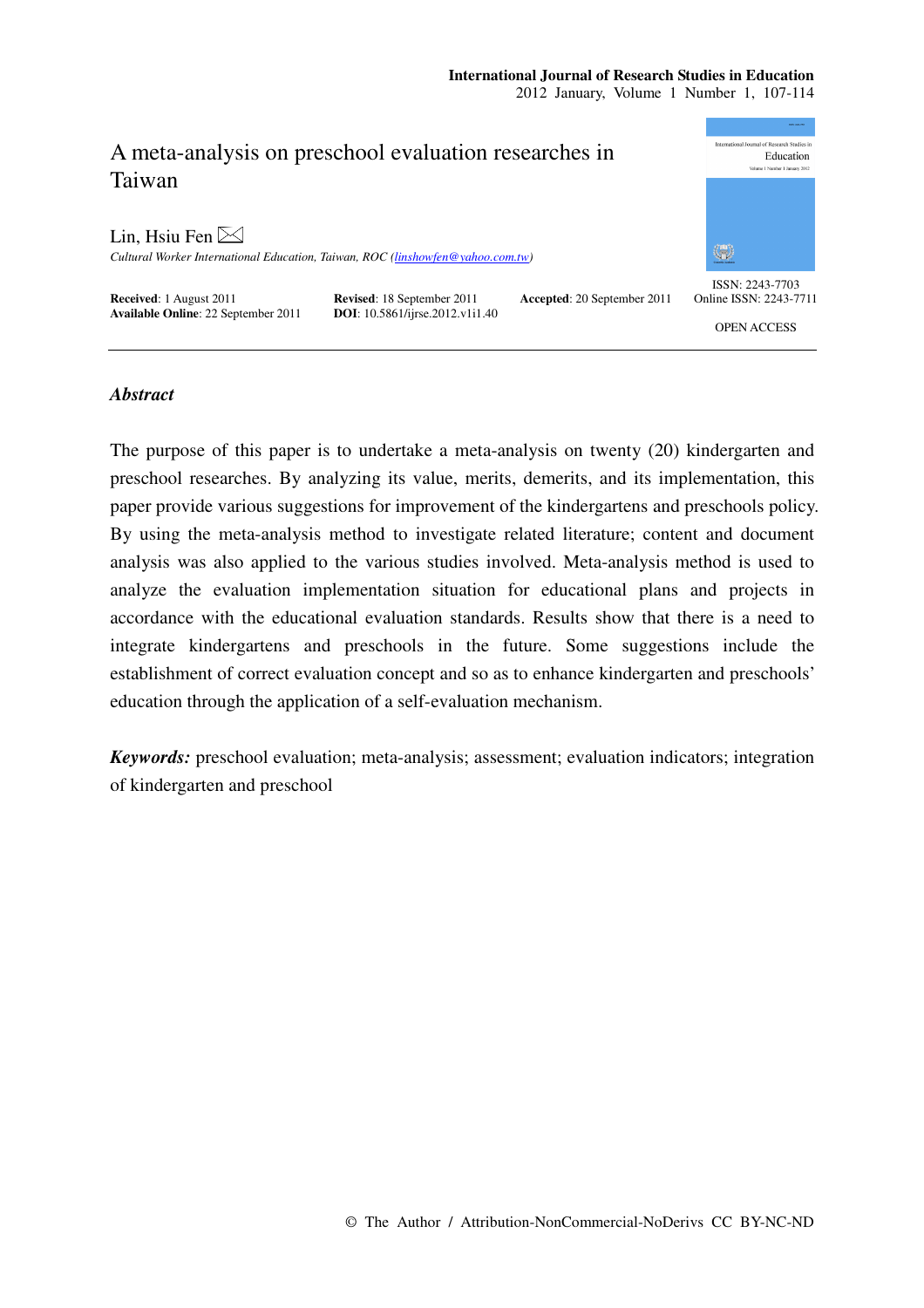# A meta-analysis on preschool evaluation researches in Taiwan

Lin, Hsiu Fen

*Cultural Worker International Education, Taiwan, ROC (linshowfen@yahoo.com.tw)*

**Received**: 1 August 2011 **Revised**: 18 September 2011 **Accepted**: 20 September 2011
**Available Online**: 22 September 2011 **DOI**: 10.5861/ijrse.2012.v1i1.40

ISSN: 2243-7703
Online ISSN: 2243-7711

OPEN ACCESS

---

## *Abstract*

The purpose of this paper is to undertake a meta-analysis on twenty (20) kindergarten and preschool researches. By analyzing its value, merits, demerits, and its implementation, this paper provide various suggestions for improvement of the kindergartens and preschools policy. By using the meta-analysis method to investigate related literature; content and document analysis was also applied to the various studies involved. Meta-analysis method is used to analyze the evaluation implementation situation for educational plans and projects in accordance with the educational evaluation standards. Results show that there is a need to integrate kindergartens and preschools in the future. Some suggestions include the establishment of correct evaluation concept and so as to enhance kindergarten and preschools' education through the application of a self-evaluation mechanism.

***Keywords:*** preschool evaluation; meta-analysis; assessment; evaluation indicators; integration of kindergarten and preschool

© The Author / Attribution-NonCommercial-NoDerivs CC BY-NC-ND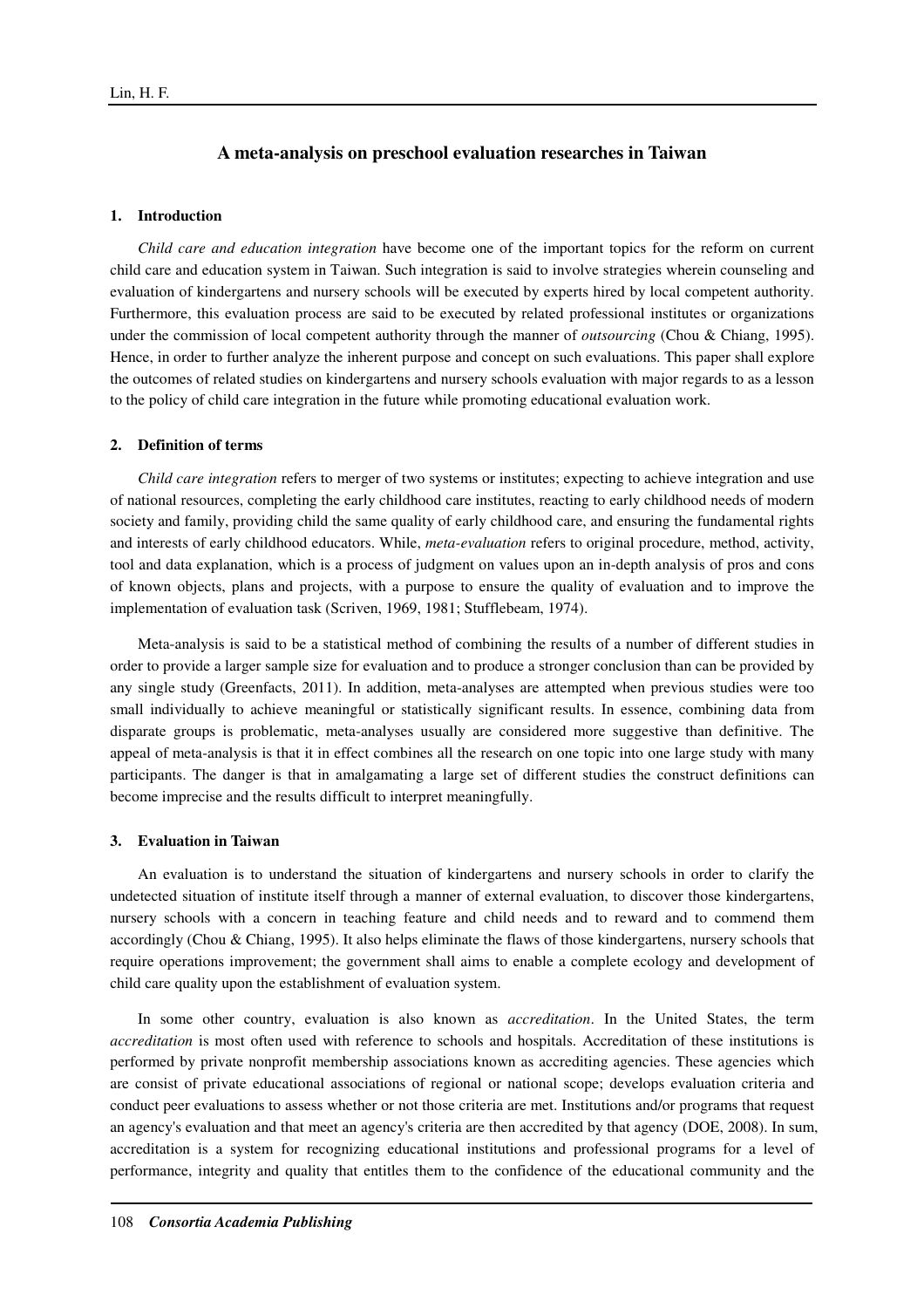# A meta-analysis on preschool evaluation researches in Taiwan

## 1. Introduction

*Child care and education integration* have become one of the important topics for the reform on current child care and education system in Taiwan. Such integration is said to involve strategies wherein counseling and evaluation of kindergartens and nursery schools will be executed by experts hired by local competent authority. Furthermore, this evaluation process are said to be executed by related professional institutes or organizations under the commission of local competent authority through the manner of *outsourcing* (Chou & Chiang, 1995). Hence, in order to further analyze the inherent purpose and concept on such evaluations. This paper shall explore the outcomes of related studies on kindergartens and nursery schools evaluation with major regards to as a lesson to the policy of child care integration in the future while promoting educational evaluation work.

## 2. Definition of terms

*Child care integration* refers to merger of two systems or institutes; expecting to achieve integration and use of national resources, completing the early childhood care institutes, reacting to early childhood needs of modern society and family, providing child the same quality of early childhood care, and ensuring the fundamental rights and interests of early childhood educators. While, *meta-evaluation* refers to original procedure, method, activity, tool and data explanation, which is a process of judgment on values upon an in-depth analysis of pros and cons of known objects, plans and projects, with a purpose to ensure the quality of evaluation and to improve the implementation of evaluation task (Scriven, 1969, 1981; Stufflebeam, 1974).

Meta-analysis is said to be a statistical method of combining the results of a number of different studies in order to provide a larger sample size for evaluation and to produce a stronger conclusion than can be provided by any single study (Greenfacts, 2011). In addition, meta-analyses are attempted when previous studies were too small individually to achieve meaningful or statistically significant results. In essence, combining data from disparate groups is problematic, meta-analyses usually are considered more suggestive than definitive. The appeal of meta-analysis is that it in effect combines all the research on one topic into one large study with many participants. The danger is that in amalgamating a large set of different studies the construct definitions can become imprecise and the results difficult to interpret meaningfully.

## 3. Evaluation in Taiwan

An evaluation is to understand the situation of kindergartens and nursery schools in order to clarify the undetected situation of institute itself through a manner of external evaluation, to discover those kindergartens, nursery schools with a concern in teaching feature and child needs and to reward and to commend them accordingly (Chou & Chiang, 1995). It also helps eliminate the flaws of those kindergartens, nursery schools that require operations improvement; the government shall aims to enable a complete ecology and development of child care quality upon the establishment of evaluation system.

In some other country, evaluation is also known as *accreditation*. In the United States, the term *accreditation* is most often used with reference to schools and hospitals. Accreditation of these institutions is performed by private nonprofit membership associations known as accrediting agencies. These agencies which are consist of private educational associations of regional or national scope; develops evaluation criteria and conduct peer evaluations to assess whether or not those criteria are met. Institutions and/or programs that request an agency's evaluation and that meet an agency's criteria are then accredited by that agency (DOE, 2008). In sum, accreditation is a system for recognizing educational institutions and professional programs for a level of performance, integrity and quality that entitles them to the confidence of the educational community and the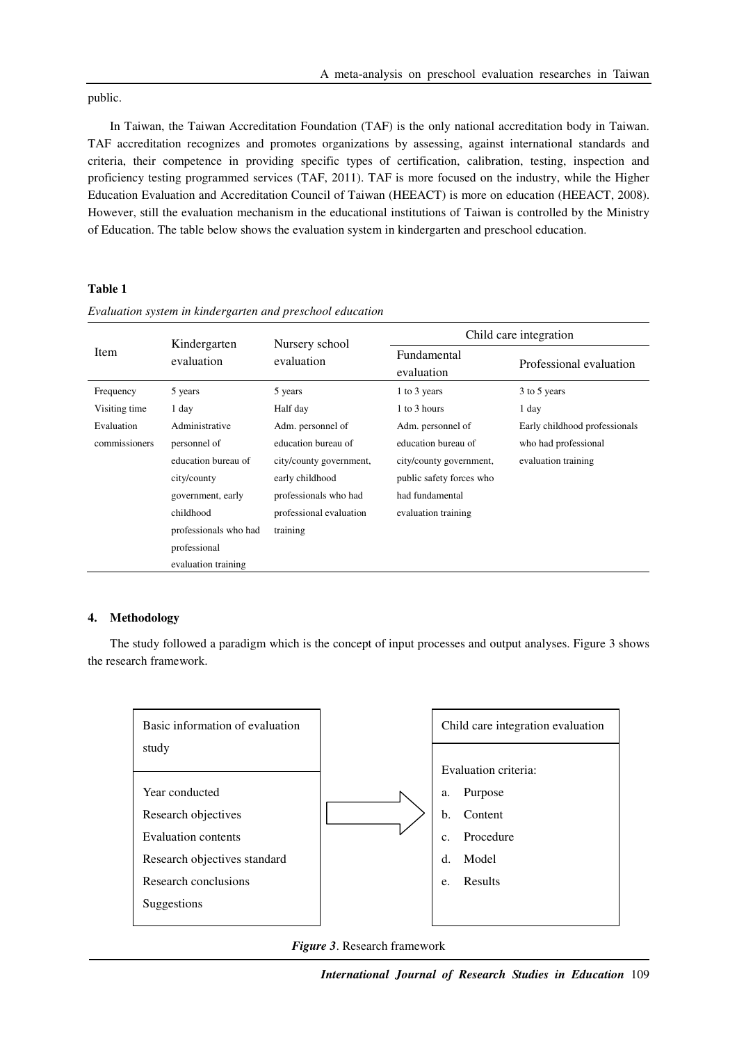public.

In Taiwan, the Taiwan Accreditation Foundation (TAF) is the only national accreditation body in Taiwan. TAF accreditation recognizes and promotes organizations by assessing, against international standards and criteria, their competence in providing specific types of certification, calibration, testing, inspection and proficiency testing programmed services (TAF, 2011). TAF is more focused on the industry, while the Higher Education Evaluation and Accreditation Council of Taiwan (HEEACT) is more on education (HEEACT, 2008). However, still the evaluation mechanism in the educational institutions of Taiwan is controlled by the Ministry of Education. The table below shows the evaluation system in kindergarten and preschool education.

**Table 1**

*Evaluation system in kindergarten and preschool education*

| Item | Kindergarten evaluation | Nursery school evaluation | Child care integration | |
|---|---|---|---|---|
| | | | Fundamental evaluation | Professional evaluation |
| Frequency | 5 years | 5 years | 1 to 3 years | 3 to 5 years |
| Visiting time | 1 day | Half day | 1 to 3 hours | 1 day |
| Evaluation commissioners | Administrative personnel of education bureau of city/county government, early childhood professionals who had professional evaluation training | Adm. personnel of education bureau of city/county government, early childhood professionals who had professional evaluation training | Adm. personnel of education bureau of city/county government, public safety forces who had fundamental evaluation training | Early childhood professionals who had professional evaluation training |

## 4. Methodology

The study followed a paradigm which is the concept of input processes and output analyses. Figure 3 shows the research framework.

| Basic information of evaluation study | → | Child care integration evaluation |
|---|---|---|
| Year conducted<br>Research objectives<br>Evaluation contents<br>Research objectives standard<br>Research conclusions<br>Suggestions | | Evaluation criteria:<br>a. Purpose<br>b. Content<br>c. Procedure<br>d. Model<br>e. Results |

***Figure 3***. Research framework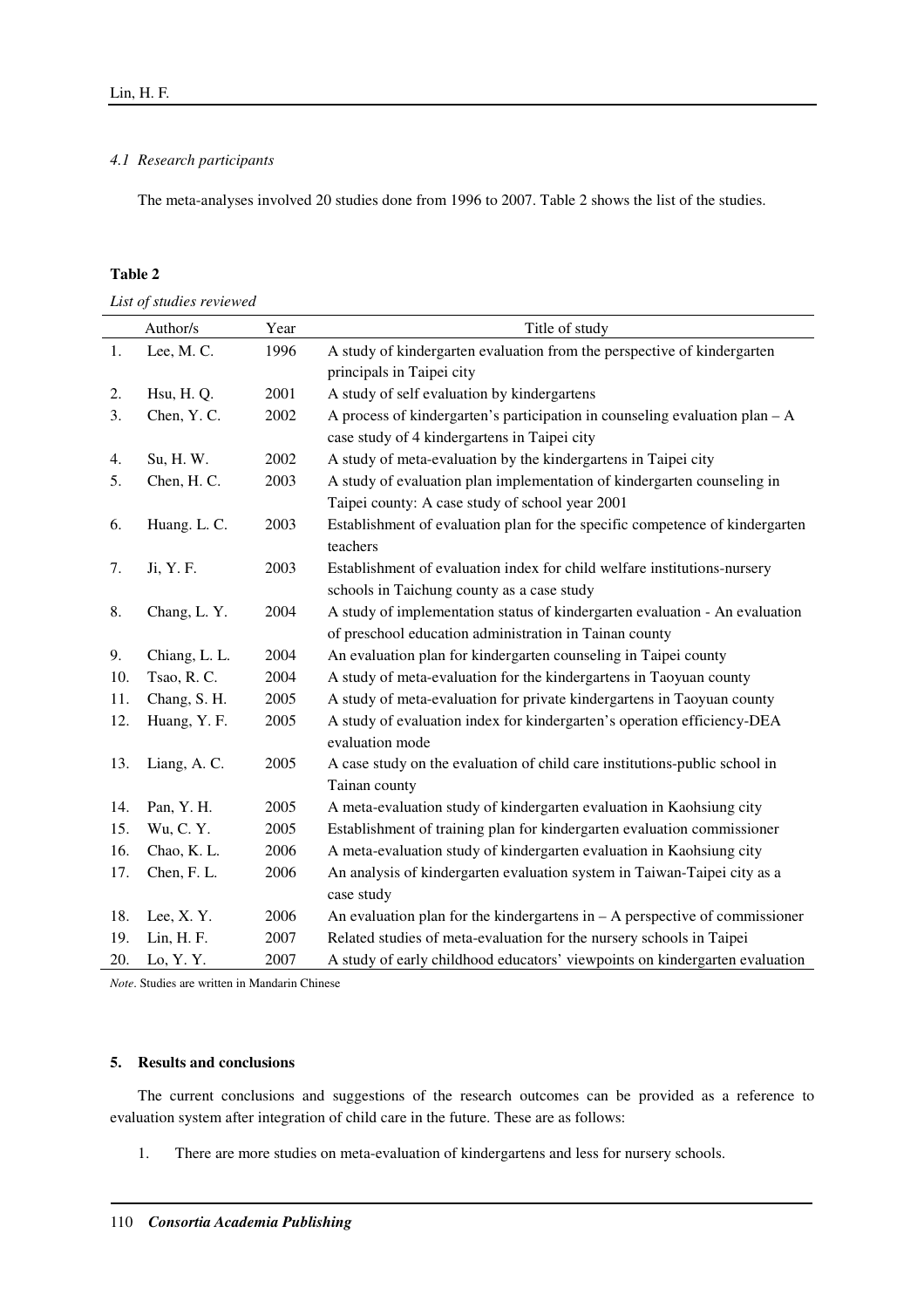### *4.1 Research participants*

The meta-analyses involved 20 studies done from 1996 to 2007. Table 2 shows the list of the studies.

**Table 2**

*List of studies reviewed*

| | Author/s | Year | Title of study |
|---|---|---|---|
| 1. | Lee, M. C. | 1996 | A study of kindergarten evaluation from the perspective of kindergarten principals in Taipei city |
| 2. | Hsu, H. Q. | 2001 | A study of self evaluation by kindergartens |
| 3. | Chen, Y. C. | 2002 | A process of kindergarten's participation in counseling evaluation plan – A case study of 4 kindergartens in Taipei city |
| 4. | Su, H. W. | 2002 | A study of meta-evaluation by the kindergartens in Taipei city |
| 5. | Chen, H. C. | 2003 | A study of evaluation plan implementation of kindergarten counseling in Taipei county: A case study of school year 2001 |
| 6. | Huang. L. C. | 2003 | Establishment of evaluation plan for the specific competence of kindergarten teachers |
| 7. | Ji, Y. F. | 2003 | Establishment of evaluation index for child welfare institutions-nursery schools in Taichung county as a case study |
| 8. | Chang, L. Y. | 2004 | A study of implementation status of kindergarten evaluation - An evaluation of preschool education administration in Tainan county |
| 9. | Chiang, L. L. | 2004 | An evaluation plan for kindergarten counseling in Taipei county |
| 10. | Tsao, R. C. | 2004 | A study of meta-evaluation for the kindergartens in Taoyuan county |
| 11. | Chang, S. H. | 2005 | A study of meta-evaluation for private kindergartens in Taoyuan county |
| 12. | Huang, Y. F. | 2005 | A study of evaluation index for kindergarten's operation efficiency-DEA evaluation mode |
| 13. | Liang, A. C. | 2005 | A case study on the evaluation of child care institutions-public school in Tainan county |
| 14. | Pan, Y. H. | 2005 | A meta-evaluation study of kindergarten evaluation in Kaohsiung city |
| 15. | Wu, C. Y. | 2005 | Establishment of training plan for kindergarten evaluation commissioner |
| 16. | Chao, K. L. | 2006 | A meta-evaluation study of kindergarten evaluation in Kaohsiung city |
| 17. | Chen, F. L. | 2006 | An analysis of kindergarten evaluation system in Taiwan-Taipei city as a case study |
| 18. | Lee, X. Y. | 2006 | An evaluation plan for the kindergartens in – A perspective of commissioner |
| 19. | Lin, H. F. | 2007 | Related studies of meta-evaluation for the nursery schools in Taipei |
| 20. | Lo, Y. Y. | 2007 | A study of early childhood educators' viewpoints on kindergarten evaluation |

*Note*. Studies are written in Mandarin Chinese

## 5. Results and conclusions

The current conclusions and suggestions of the research outcomes can be provided as a reference to evaluation system after integration of child care in the future. These are as follows:

1. There are more studies on meta-evaluation of kindergartens and less for nursery schools.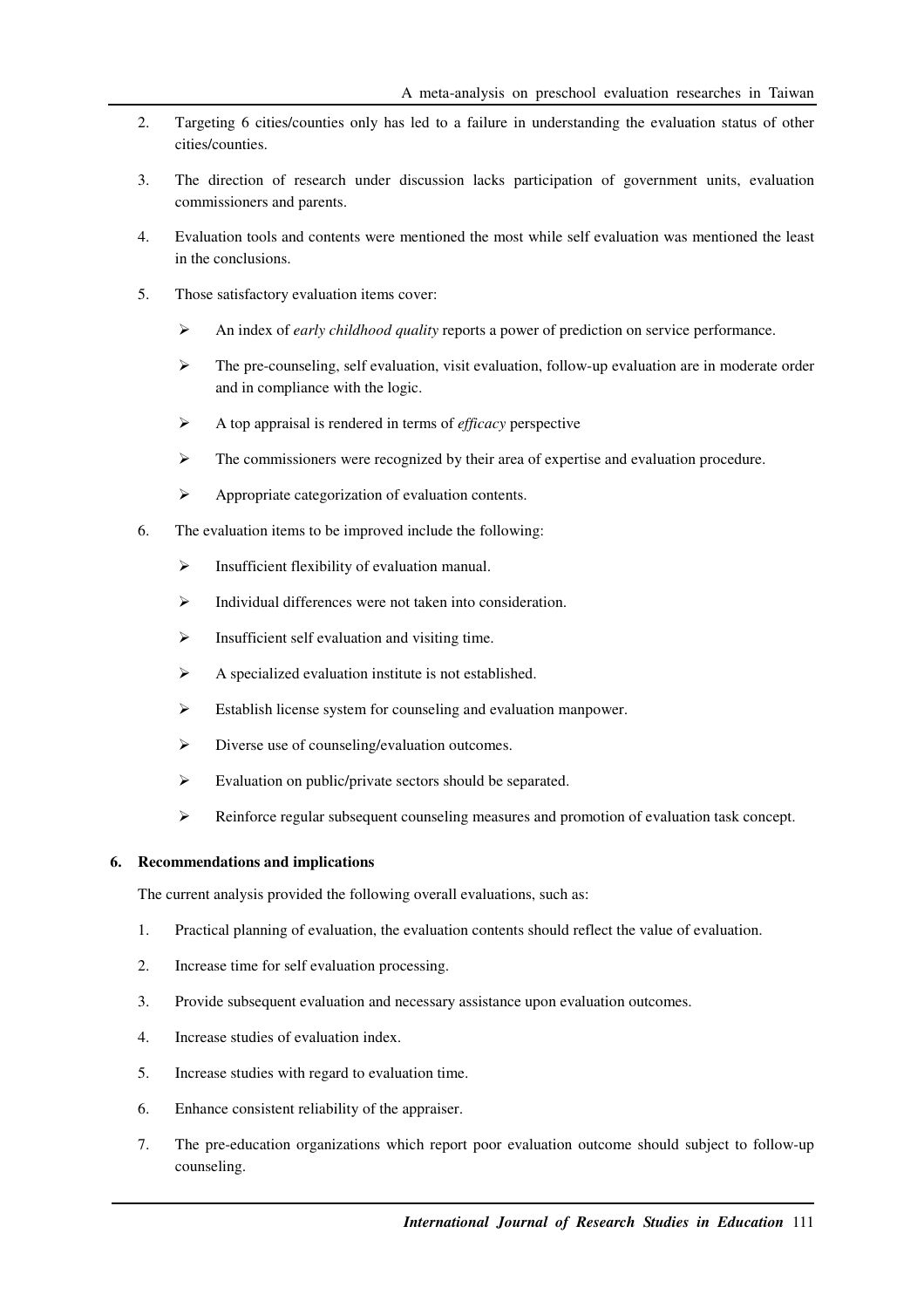2. Targeting 6 cities/counties only has led to a failure in understanding the evaluation status of other cities/counties.

3. The direction of research under discussion lacks participation of government units, evaluation commissioners and parents.

4. Evaluation tools and contents were mentioned the most while self evaluation was mentioned the least in the conclusions.

5. Those satisfactory evaluation items cover:

   - An index of *early childhood quality* reports a power of prediction on service performance.
   - The pre-counseling, self evaluation, visit evaluation, follow-up evaluation are in moderate order and in compliance with the logic.
   - A top appraisal is rendered in terms of *efficacy* perspective
   - The commissioners were recognized by their area of expertise and evaluation procedure.
   - Appropriate categorization of evaluation contents.

6. The evaluation items to be improved include the following:

   - Insufficient flexibility of evaluation manual.
   - Individual differences were not taken into consideration.
   - Insufficient self evaluation and visiting time.
   - A specialized evaluation institute is not established.
   - Establish license system for counseling and evaluation manpower.
   - Diverse use of counseling/evaluation outcomes.
   - Evaluation on public/private sectors should be separated.
   - Reinforce regular subsequent counseling measures and promotion of evaluation task concept.

## 6. Recommendations and implications

The current analysis provided the following overall evaluations, such as:

1. Practical planning of evaluation, the evaluation contents should reflect the value of evaluation.

2. Increase time for self evaluation processing.

3. Provide subsequent evaluation and necessary assistance upon evaluation outcomes.

4. Increase studies of evaluation index.

5. Increase studies with regard to evaluation time.

6. Enhance consistent reliability of the appraiser.

7. The pre-education organizations which report poor evaluation outcome should subject to follow-up counseling.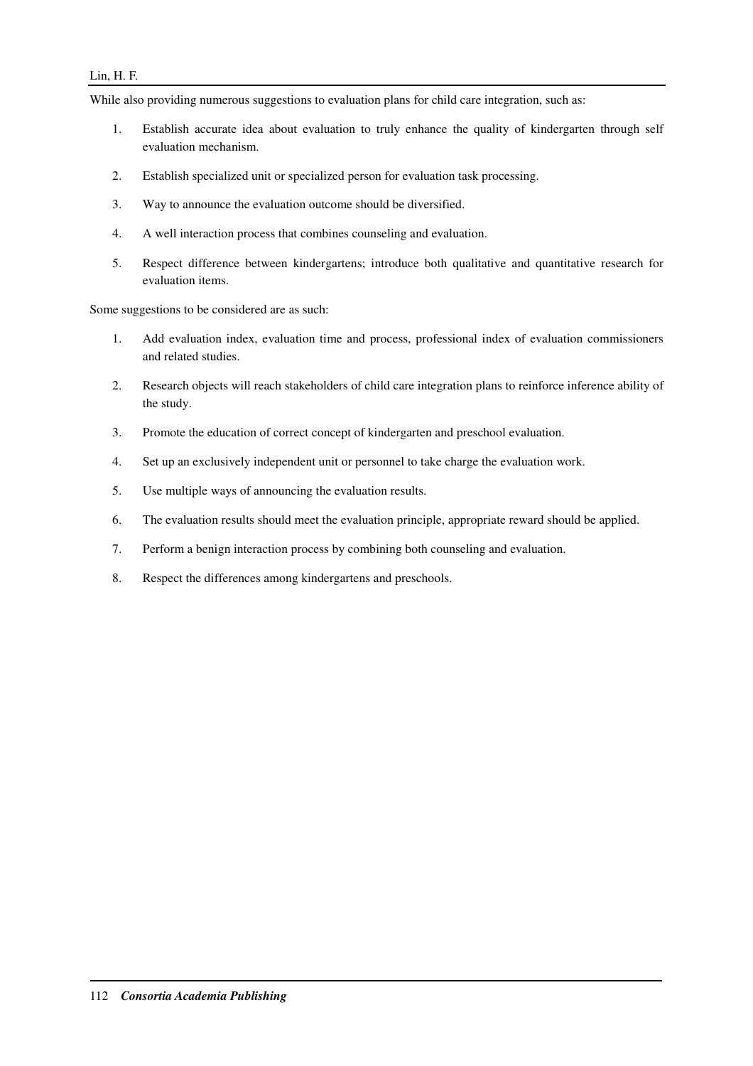While also providing numerous suggestions to evaluation plans for child care integration, such as:

1. Establish accurate idea about evaluation to truly enhance the quality of kindergarten through self evaluation mechanism.
2. Establish specialized unit or specialized person for evaluation task processing.
3. Way to announce the evaluation outcome should be diversified.
4. A well interaction process that combines counseling and evaluation.
5. Respect difference between kindergartens; introduce both qualitative and quantitative research for evaluation items.

Some suggestions to be considered are as such:

1. Add evaluation index, evaluation time and process, professional index of evaluation commissioners and related studies.
2. Research objects will reach stakeholders of child care integration plans to reinforce inference ability of the study.
3. Promote the education of correct concept of kindergarten and preschool evaluation.
4. Set up an exclusively independent unit or personnel to take charge the evaluation work.
5. Use multiple ways of announcing the evaluation results.
6. The evaluation results should meet the evaluation principle, appropriate reward should be applied.
7. Perform a benign interaction process by combining both counseling and evaluation.
8. Respect the differences among kindergartens and preschools.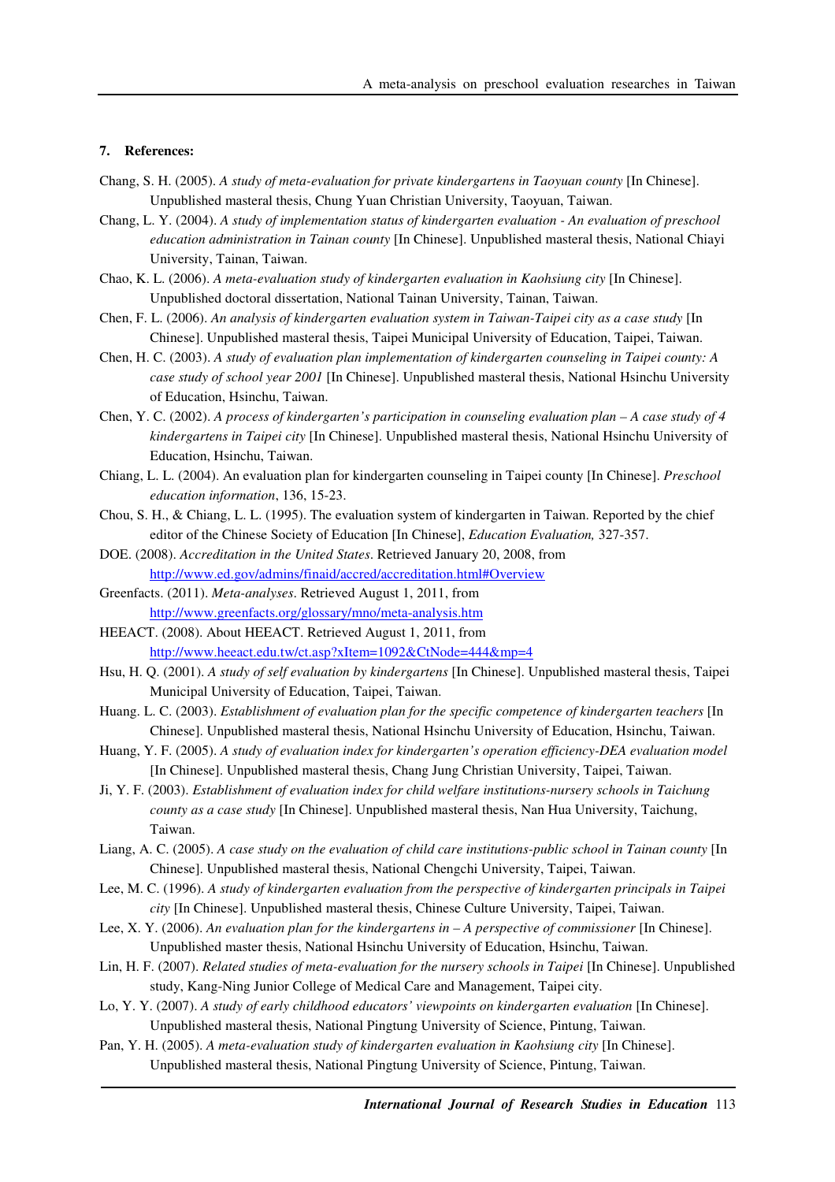## 7. References:

Chang, S. H. (2005). *A study of meta-evaluation for private kindergartens in Taoyuan county* [In Chinese]. Unpublished masteral thesis, Chung Yuan Christian University, Taoyuan, Taiwan.

Chang, L. Y. (2004). *A study of implementation status of kindergarten evaluation - An evaluation of preschool education administration in Tainan county* [In Chinese]. Unpublished masteral thesis, National Chiayi University, Tainan, Taiwan.

Chao, K. L. (2006). *A meta-evaluation study of kindergarten evaluation in Kaohsiung city* [In Chinese]. Unpublished doctoral dissertation, National Tainan University, Tainan, Taiwan.

Chen, F. L. (2006). *An analysis of kindergarten evaluation system in Taiwan-Taipei city as a case study* [In Chinese]. Unpublished masteral thesis, Taipei Municipal University of Education, Taipei, Taiwan.

Chen, H. C. (2003). *A study of evaluation plan implementation of kindergarten counseling in Taipei county: A case study of school year 2001* [In Chinese]. Unpublished masteral thesis, National Hsinchu University of Education, Hsinchu, Taiwan.

Chen, Y. C. (2002). *A process of kindergarten's participation in counseling evaluation plan – A case study of 4 kindergartens in Taipei city* [In Chinese]. Unpublished masteral thesis, National Hsinchu University of Education, Hsinchu, Taiwan.

Chiang, L. L. (2004). An evaluation plan for kindergarten counseling in Taipei county [In Chinese]. *Preschool education information*, 136, 15-23.

Chou, S. H., & Chiang, L. L. (1995). The evaluation system of kindergarten in Taiwan. Reported by the chief editor of the Chinese Society of Education [In Chinese], *Education Evaluation,* 327-357.

DOE. (2008). *Accreditation in the United States*. Retrieved January 20, 2008, from http://www.ed.gov/admins/finaid/accred/accreditation.html#Overview

Greenfacts. (2011). *Meta-analyses*. Retrieved August 1, 2011, from http://www.greenfacts.org/glossary/mno/meta-analysis.htm

HEEACT. (2008). About HEEACT. Retrieved August 1, 2011, from http://www.heeact.edu.tw/ct.asp?xItem=1092&CtNode=444&mp=4

Hsu, H. Q. (2001). *A study of self evaluation by kindergartens* [In Chinese]. Unpublished masteral thesis, Taipei Municipal University of Education, Taipei, Taiwan.

Huang. L. C. (2003). *Establishment of evaluation plan for the specific competence of kindergarten teachers* [In Chinese]. Unpublished masteral thesis, National Hsinchu University of Education, Hsinchu, Taiwan.

Huang, Y. F. (2005). *A study of evaluation index for kindergarten's operation efficiency-DEA evaluation model* [In Chinese]. Unpublished masteral thesis, Chang Jung Christian University, Taipei, Taiwan.

Ji, Y. F. (2003). *Establishment of evaluation index for child welfare institutions-nursery schools in Taichung county as a case study* [In Chinese]. Unpublished masteral thesis, Nan Hua University, Taichung, Taiwan.

Liang, A. C. (2005). *A case study on the evaluation of child care institutions-public school in Tainan county* [In Chinese]. Unpublished masteral thesis, National Chengchi University, Taipei, Taiwan.

Lee, M. C. (1996). *A study of kindergarten evaluation from the perspective of kindergarten principals in Taipei city* [In Chinese]. Unpublished masteral thesis, Chinese Culture University, Taipei, Taiwan.

Lee, X. Y. (2006). *An evaluation plan for the kindergartens in – A perspective of commissioner* [In Chinese]. Unpublished master thesis, National Hsinchu University of Education, Hsinchu, Taiwan.

Lin, H. F. (2007). *Related studies of meta-evaluation for the nursery schools in Taipei* [In Chinese]. Unpublished study, Kang-Ning Junior College of Medical Care and Management, Taipei city.

Lo, Y. Y. (2007). *A study of early childhood educators' viewpoints on kindergarten evaluation* [In Chinese]. Unpublished masteral thesis, National Pingtung University of Science, Pintung, Taiwan.

Pan, Y. H. (2005). *A meta-evaluation study of kindergarten evaluation in Kaohsiung city* [In Chinese]. Unpublished masteral thesis, National Pingtung University of Science, Pintung, Taiwan.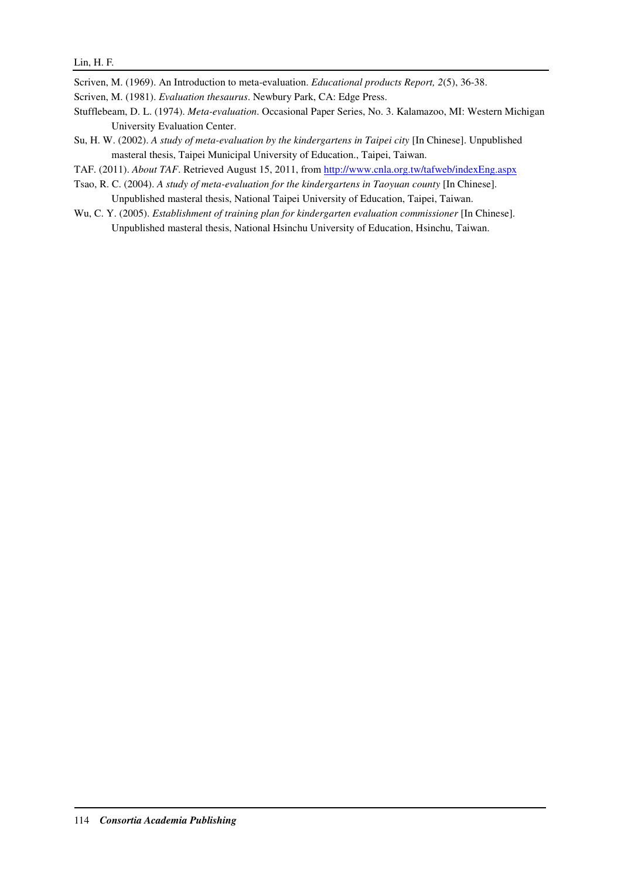Scriven, M. (1969). An Introduction to meta-evaluation. *Educational products Report, 2*(5), 36-38.

Scriven, M. (1981). *Evaluation thesaurus*. Newbury Park, CA: Edge Press.

Stufflebeam, D. L. (1974). *Meta-evaluation*. Occasional Paper Series, No. 3. Kalamazoo, MI: Western Michigan University Evaluation Center.

Su, H. W. (2002). *A study of meta-evaluation by the kindergartens in Taipei city* [In Chinese]. Unpublished masteral thesis, Taipei Municipal University of Education., Taipei, Taiwan.

TAF. (2011). *About TAF*. Retrieved August 15, 2011, from http://www.cnla.org.tw/tafweb/indexEng.aspx

Tsao, R. C. (2004). *A study of meta-evaluation for the kindergartens in Taoyuan county* [In Chinese]. Unpublished masteral thesis, National Taipei University of Education, Taipei, Taiwan.

Wu, C. Y. (2005). *Establishment of training plan for kindergarten evaluation commissioner* [In Chinese]. Unpublished masteral thesis, National Hsinchu University of Education, Hsinchu, Taiwan.